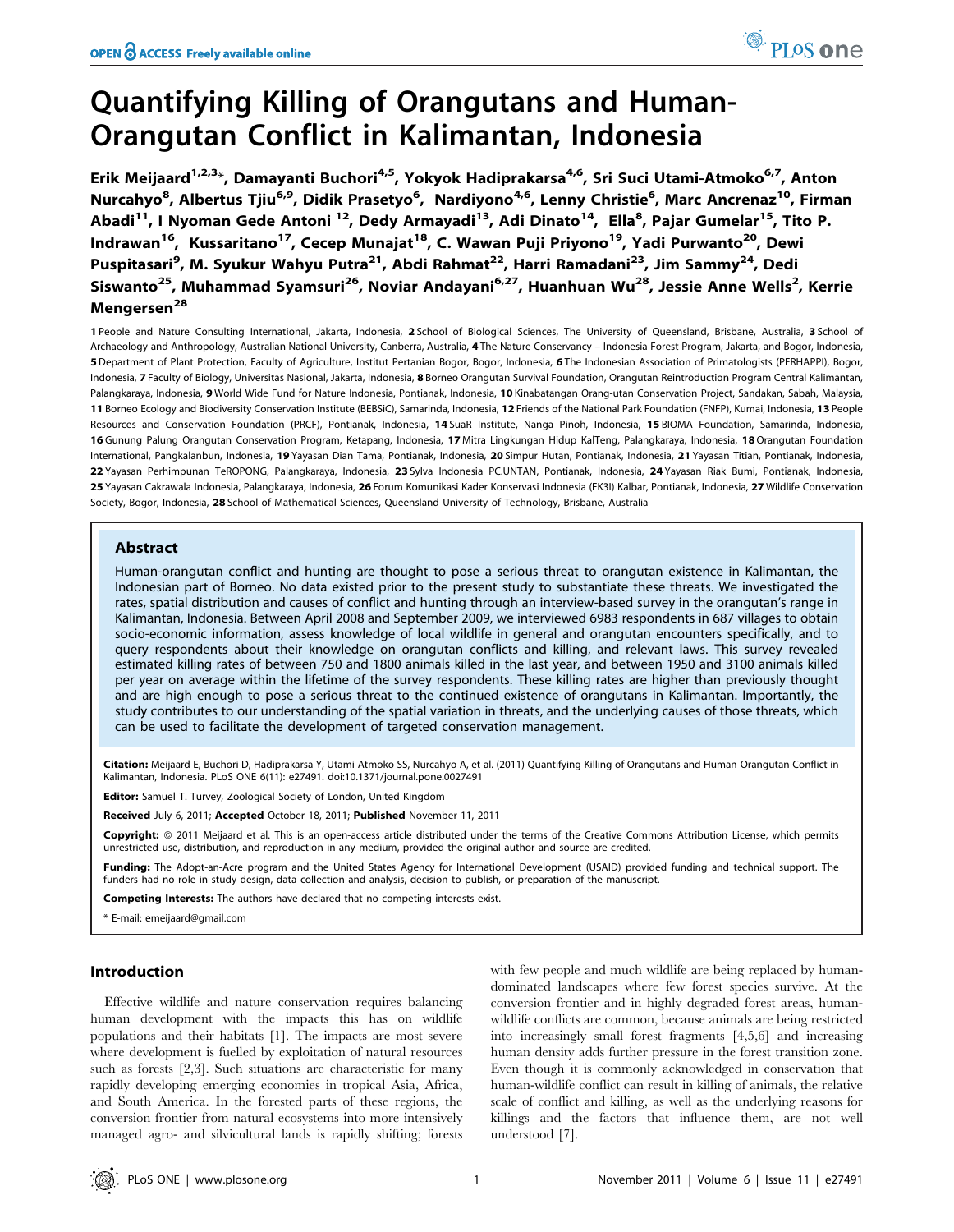# Quantifying Killing of Orangutans and Human-Orangutan Conflict in Kalimantan, Indonesia

Erik Meijaard[1,2,3]*, Damayanti Buchori[4,5], Yokyok Hadiprakarsa[4,6], Sri Suci Utami-Atmoko[6,7], Anton Nurcahyo[8], Albertus Tjiu[6,9], Didik Prasetyo[6], Nardiyono[4,6], Lenny Christie[6], Marc Ancrenaz[10], Firman Abadi[11], I Nyoman Gede Antoni[12], Dedy Armayadi[13], Adi Dinato[14], Ella[8], Pajar Gumelar[15], Tito P. Indrawan[16], Kussaritano[17], Cecep Munajat[18], C. Wawan Puji Priyono[19], Yadi Purwanto[20], Dewi Puspitasari[9], M. Syukur Wahyu Putra[21], Abdi Rahmat[22], Harri Ramadani[23], Jim Sammy[24], Dedi Siswanto[25], Muhammad Syamsuri[26], Noviar Andayani[6,27], Huanhuan Wu[28], Jessie Anne Wells[2], Kerrie Mengersen[28]

**1** People and Nature Consulting International, Jakarta, Indonesia, **2** School of Biological Sciences, The University of Queensland, Brisbane, Australia, **3** School of Archaeology and Anthropology, Australian National University, Canberra, Australia, **4** The Nature Conservancy – Indonesia Forest Program, Jakarta, and Bogor, Indonesia, **5** Department of Plant Protection, Faculty of Agriculture, Institut Pertanian Bogor, Bogor, Indonesia, **6** The Indonesian Association of Primatologists (PERHAPPI), Bogor, Indonesia, **7** Faculty of Biology, Universitas Nasional, Jakarta, Indonesia, **8** Borneo Orangutan Survival Foundation, Orangutan Reintroduction Program Central Kalimantan, Palangkaraya, Indonesia, **9** World Wide Fund for Nature Indonesia, Pontianak, Indonesia, **10** Kinabatangan Orang-utan Conservation Project, Sandakan, Sabah, Malaysia, **11** Borneo Ecology and Biodiversity Conservation Institute (BEBSiC), Samarinda, Indonesia, **12** Friends of the National Park Foundation (FNFP), Kumai, Indonesia, **13** People Resources and Conservation Foundation (PRCF), Pontianak, Indonesia, **14** SuaR Institute, Nanga Pinoh, Indonesia, **15** BIOMA Foundation, Samarinda, Indonesia, **16** Gunung Palung Orangutan Conservation Program, Ketapang, Indonesia, **17** Mitra Lingkungan Hidup KalTeng, Palangkaraya, Indonesia, **18** Orangutan Foundation International, Pangkalanbun, Indonesia, **19** Yayasan Dian Tama, Pontianak, Indonesia, **20** Simpur Hutan, Pontianak, Indonesia, **21** Yayasan Titian, Pontianak, Indonesia, **22** Yayasan Perhimpunan TeROPONG, Palangkaraya, Indonesia, **23** Sylva Indonesia PC.UNTAN, Pontianak, Indonesia, **24** Yayasan Riak Bumi, Pontianak, Indonesia, **25** Yayasan Cakrawala Indonesia, Palangkaraya, Indonesia, **26** Forum Komunikasi Kader Konservasi Indonesia (FK3I) Kalbar, Pontianak, Indonesia, **27** Wildlife Conservation Society, Bogor, Indonesia, **28** School of Mathematical Sciences, Queensland University of Technology, Brisbane, Australia

## Abstract

Human-orangutan conflict and hunting are thought to pose a serious threat to orangutan existence in Kalimantan, the Indonesian part of Borneo. No data existed prior to the present study to substantiate these threats. We investigated the rates, spatial distribution and causes of conflict and hunting through an interview-based survey in the orangutan's range in Kalimantan, Indonesia. Between April 2008 and September 2009, we interviewed 6983 respondents in 687 villages to obtain socio-economic information, assess knowledge of local wildlife in general and orangutan encounters specifically, and to query respondents about their knowledge on orangutan conflicts and killing, and relevant laws. This survey revealed estimated killing rates of between 750 and 1800 animals killed in the last year, and between 1950 and 3100 animals killed per year on average within the lifetime of the survey respondents. These killing rates are higher than previously thought and are high enough to pose a serious threat to the continued existence of orangutans in Kalimantan. Importantly, the study contributes to our understanding of the spatial variation in threats, and the underlying causes of those threats, which can be used to facilitate the development of targeted conservation management.

**Citation:** Meijaard E, Buchori D, Hadiprakarsa Y, Utami-Atmoko SS, Nurcahyo A, et al. (2011) Quantifying Killing of Orangutans and Human-Orangutan Conflict in Kalimantan, Indonesia. PLoS ONE 6(11): e27491. doi:10.1371/journal.pone.0027491

**Editor:** Samuel T. Turvey, Zoological Society of London, United Kingdom

**Received** July 6, 2011; **Accepted** October 18, 2011; **Published** November 11, 2011

**Copyright:** © 2011 Meijaard et al. This is an open-access article distributed under the terms of the Creative Commons Attribution License, which permits unrestricted use, distribution, and reproduction in any medium, provided the original author and source are credited.

**Funding:** The Adopt-an-Acre program and the United States Agency for International Development (USAID) provided funding and technical support. The funders had no role in study design, data collection and analysis, decision to publish, or preparation of the manuscript.

**Competing Interests:** The authors have declared that no competing interests exist.

\* E-mail: emeijaard@gmail.com

## Introduction

Effective wildlife and nature conservation requires balancing human development with the impacts this has on wildlife populations and their habitats [1]. The impacts are most severe where development is fuelled by exploitation of natural resources such as forests [2,3]. Such situations are characteristic for many rapidly developing emerging economies in tropical Asia, Africa, and South America. In the forested parts of these regions, the conversion frontier from natural ecosystems into more intensively managed agro- and silvicultural lands is rapidly shifting; forests with few people and much wildlife are being replaced by human-dominated landscapes where few forest species survive. At the conversion frontier and in highly degraded forest areas, human-wildlife conflicts are common, because animals are being restricted into increasingly small forest fragments [4,5,6] and increasing human density adds further pressure in the forest transition zone. Even though it is commonly acknowledged in conservation that human-wildlife conflict can result in killing of animals, the relative scale of conflict and killing, as well as the underlying reasons for killings and the factors that influence them, are not well understood [7].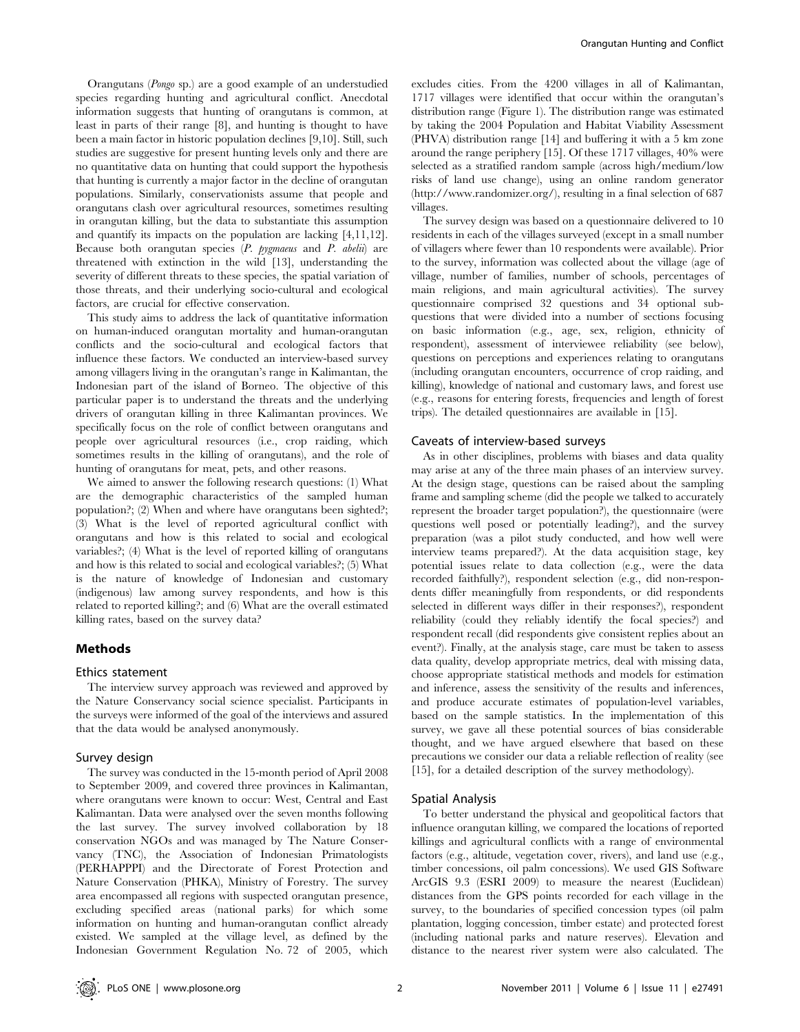Orangutans (*Pongo* sp.) are a good example of an understudied species regarding hunting and agricultural conflict. Anecdotal information suggests that hunting of orangutans is common, at least in parts of their range [8], and hunting is thought to have been a main factor in historic population declines [9,10]. Still, such studies are suggestive for present hunting levels only and there are no quantitative data on hunting that could support the hypothesis that hunting is currently a major factor in the decline of orangutan populations. Similarly, conservationists assume that people and orangutans clash over agricultural resources, sometimes resulting in orangutan killing, but the data to substantiate this assumption and quantify its impacts on the population are lacking [4,11,12]. Because both orangutan species (*P. pygmaeus* and *P. abelii*) are threatened with extinction in the wild [13], understanding the severity of different threats to these species, the spatial variation of those threats, and their underlying socio-cultural and ecological factors, are crucial for effective conservation.

This study aims to address the lack of quantitative information on human-induced orangutan mortality and human-orangutan conflicts and the socio-cultural and ecological factors that influence these factors. We conducted an interview-based survey among villagers living in the orangutan's range in Kalimantan, the Indonesian part of the island of Borneo. The objective of this particular paper is to understand the threats and the underlying drivers of orangutan killing in three Kalimantan provinces. We specifically focus on the role of conflict between orangutans and people over agricultural resources (i.e., crop raiding, which sometimes results in the killing of orangutans), and the role of hunting of orangutans for meat, pets, and other reasons.

We aimed to answer the following research questions: (1) What are the demographic characteristics of the sampled human population?; (2) When and where have orangutans been sighted?; (3) What is the level of reported agricultural conflict with orangutans and how is this related to social and ecological variables?; (4) What is the level of reported killing of orangutans and how is this related to social and ecological variables?; (5) What is the nature of knowledge of Indonesian and customary (indigenous) law among survey respondents, and how is this related to reported killing?; and (6) What are the overall estimated killing rates, based on the survey data?

## Methods

### Ethics statement

The interview survey approach was reviewed and approved by the Nature Conservancy social science specialist. Participants in the surveys were informed of the goal of the interviews and assured that the data would be analysed anonymously.

### Survey design

The survey was conducted in the 15-month period of April 2008 to September 2009, and covered three provinces in Kalimantan, where orangutans were known to occur: West, Central and East Kalimantan. Data were analysed over the seven months following the last survey. The survey involved collaboration by 18 conservation NGOs and was managed by The Nature Conservancy (TNC), the Association of Indonesian Primatologists (PERHAPPPI) and the Directorate of Forest Protection and Nature Conservation (PHKA), Ministry of Forestry. The survey area encompassed all regions with suspected orangutan presence, excluding specified areas (national parks) for which some information on hunting and human-orangutan conflict already existed. We sampled at the village level, as defined by the Indonesian Government Regulation No. 72 of 2005, which excludes cities. From the 4200 villages in all of Kalimantan, 1717 villages were identified that occur within the orangutan's distribution range (Figure 1). The distribution range was estimated by taking the 2004 Population and Habitat Viability Assessment (PHVA) distribution range [14] and buffering it with a 5 km zone around the range periphery [15]. Of these 1717 villages, 40% were selected as a stratified random sample (across high/medium/low risks of land use change), using an online random generator (http://www.randomizer.org/), resulting in a final selection of 687 villages.

The survey design was based on a questionnaire delivered to 10 residents in each of the villages surveyed (except in a small number of villagers where fewer than 10 respondents were available). Prior to the survey, information was collected about the village (age of village, number of families, number of schools, percentages of main religions, and main agricultural activities). The survey questionnaire comprised 32 questions and 34 optional sub-questions that were divided into a number of sections focusing on basic information (e.g., age, sex, religion, ethnicity of respondent), assessment of interviewee reliability (see below), questions on perceptions and experiences relating to orangutans (including orangutan encounters, occurrence of crop raiding, and killing), knowledge of national and customary laws, and forest use (e.g., reasons for entering forests, frequencies and length of forest trips). The detailed questionnaires are available in [15].

### Caveats of interview-based surveys

As in other disciplines, problems with biases and data quality may arise at any of the three main phases of an interview survey. At the design stage, questions can be raised about the sampling frame and sampling scheme (did the people we talked to accurately represent the broader target population?), the questionnaire (were questions well posed or potentially leading?), and the survey preparation (was a pilot study conducted, and how well were interview teams prepared?). At the data acquisition stage, key potential issues relate to data collection (e.g., were the data recorded faithfully?), respondent selection (e.g., did non-respondents differ meaningfully from respondents, or did respondents selected in different ways differ in their responses?), respondent reliability (could they reliably identify the focal species?) and respondent recall (did respondents give consistent replies about an event?). Finally, at the analysis stage, care must be taken to assess data quality, develop appropriate metrics, deal with missing data, choose appropriate statistical methods and models for estimation and inference, assess the sensitivity of the results and inferences, and produce accurate estimates of population-level variables, based on the sample statistics. In the implementation of this survey, we gave all these potential sources of bias considerable thought, and we have argued elsewhere that based on these precautions we consider our data a reliable reflection of reality (see [15], for a detailed description of the survey methodology).

### Spatial Analysis

To better understand the physical and geopolitical factors that influence orangutan killing, we compared the locations of reported killings and agricultural conflicts with a range of environmental factors (e.g., altitude, vegetation cover, rivers), and land use (e.g., timber concessions, oil palm concessions). We used GIS Software ArcGIS 9.3 (ESRI 2009) to measure the nearest (Euclidean) distances from the GPS points recorded for each village in the survey, to the boundaries of specified concession types (oil palm plantation, logging concession, timber estate) and protected forest (including national parks and nature reserves). Elevation and distance to the nearest river system were also calculated. The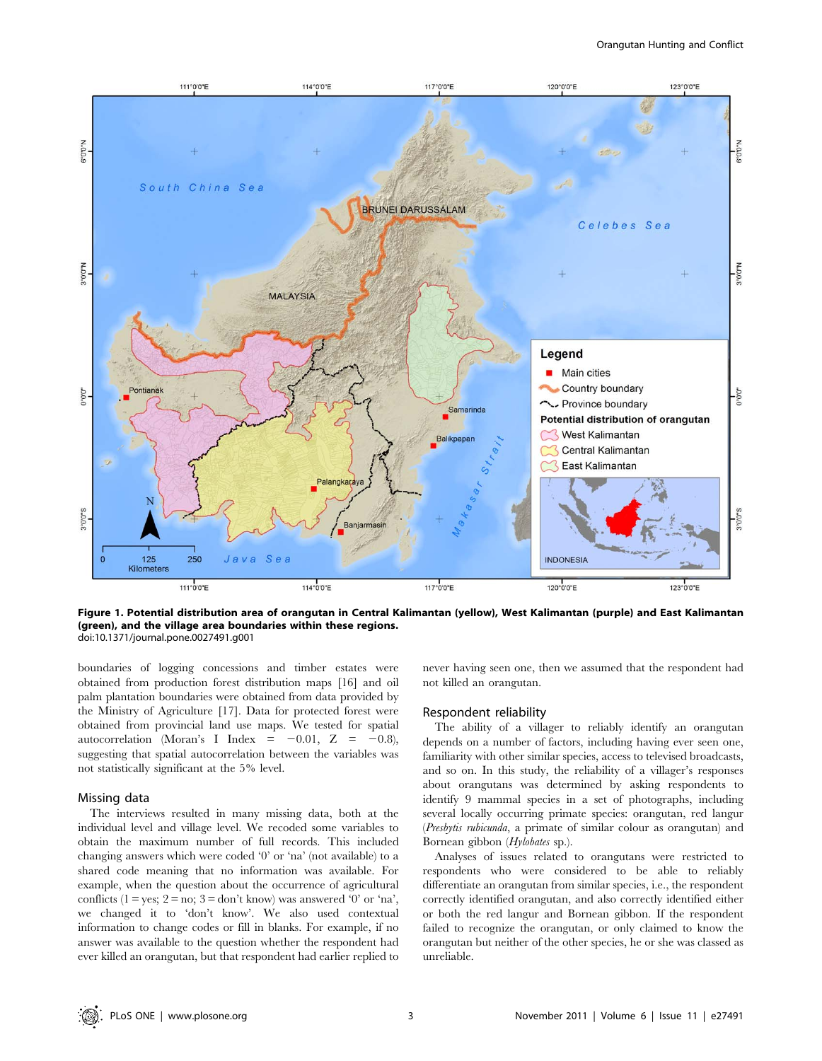**Figure 1. Potential distribution area of orangutan in Central Kalimantan (yellow), West Kalimantan (purple) and East Kalimantan (green), and the village area boundaries within these regions.**
doi:10.1371/journal.pone.0027491.g001

boundaries of logging concessions and timber estates were obtained from production forest distribution maps [16] and oil palm plantation boundaries were obtained from data provided by the Ministry of Agriculture [17]. Data for protected forest were obtained from provincial land use maps. We tested for spatial autocorrelation (Moran's I Index = −0.01, Z = −0.8), suggesting that spatial autocorrelation between the variables was not statistically significant at the 5% level.

### Missing data

The interviews resulted in many missing data, both at the individual level and village level. We recoded some variables to obtain the maximum number of full records. This included changing answers which were coded '0' or 'na' (not available) to a shared code meaning that no information was available. For example, when the question about the occurrence of agricultural conflicts (1 = yes; 2 = no; 3 = don't know) was answered '0' or 'na', we changed it to 'don't know'. We also used contextual information to change codes or fill in blanks. For example, if no answer was available to the question whether the respondent had ever killed an orangutan, but that respondent had earlier replied to never having seen one, then we assumed that the respondent had not killed an orangutan.

### Respondent reliability

The ability of a villager to reliably identify an orangutan depends on a number of factors, including having ever seen one, familiarity with other similar species, access to televised broadcasts, and so on. In this study, the reliability of a villager's responses about orangutans was determined by asking respondents to identify 9 mammal species in a set of photographs, including several locally occurring primate species: orangutan, red langur (*Presbytis rubicunda*, a primate of similar colour as orangutan) and Bornean gibbon (*Hylobates* sp.).

Analyses of issues related to orangutans were restricted to respondents who were considered to be able to reliably differentiate an orangutan from similar species, i.e., the respondent correctly identified orangutan, and also correctly identified either or both the red langur and Bornean gibbon. If the respondent failed to recognize the orangutan, or only claimed to know the orangutan but neither of the other species, he or she was classed as unreliable.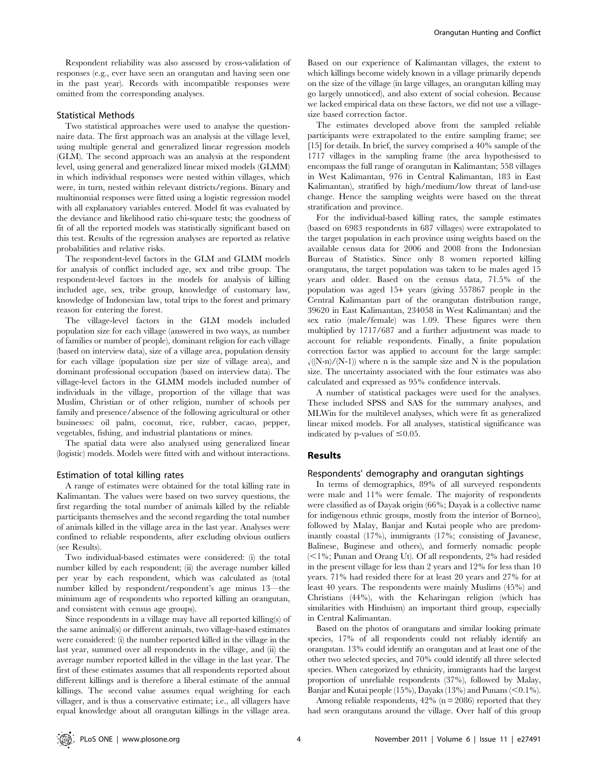Respondent reliability was also assessed by cross-validation of responses (e.g., ever have seen an orangutan and having seen one in the past year). Records with incompatible responses were omitted from the corresponding analyses.

### Statistical Methods

Two statistical approaches were used to analyse the questionnaire data. The first approach was an analysis at the village level, using multiple general and generalized linear regression models (GLM). The second approach was an analysis at the respondent level, using general and generalized linear mixed models (GLMM) in which individual responses were nested within villages, which were, in turn, nested within relevant districts/regions. Binary and multinomial responses were fitted using a logistic regression model with all explanatory variables entered. Model fit was evaluated by the deviance and likelihood ratio chi-square tests; the goodness of fit of all the reported models was statistically significant based on this test. Results of the regression analyses are reported as relative probabilities and relative risks.

The respondent-level factors in the GLM and GLMM models for analysis of conflict included age, sex and tribe group. The respondent-level factors in the models for analysis of killing included age, sex, tribe group, knowledge of customary law, knowledge of Indonesian law, total trips to the forest and primary reason for entering the forest.

The village-level factors in the GLM models included population size for each village (answered in two ways, as number of families or number of people), dominant religion for each village (based on interview data), size of a village area, population density for each village (population size per size of village area), and dominant professional occupation (based on interview data). The village-level factors in the GLMM models included number of individuals in the village, proportion of the village that was Muslim, Christian or of other religion, number of schools per family and presence/absence of the following agricultural or other businesses: oil palm, coconut, rice, rubber, cacao, pepper, vegetables, fishing, and industrial plantations or mines.

The spatial data were also analysed using generalized linear (logistic) models. Models were fitted with and without interactions.

### Estimation of total killing rates

A range of estimates were obtained for the total killing rate in Kalimantan. The values were based on two survey questions, the first regarding the total number of animals killed by the reliable participants themselves and the second regarding the total number of animals killed in the village area in the last year. Analyses were confined to reliable respondents, after excluding obvious outliers (see Results).

Two individual-based estimates were considered: (i) the total number killed by each respondent; (ii) the average number killed per year by each respondent, which was calculated as (total number killed by respondent/respondent's age minus 13—the minimum age of respondents who reported killing an orangutan, and consistent with census age groups).

Since respondents in a village may have all reported killing(s) of the same animal(s) or different animals, two village-based estimates were considered: (i) the number reported killed in the village in the last year, summed over all respondents in the village, and (ii) the average number reported killed in the village in the last year. The first of these estimates assumes that all respondents reported about different killings and is therefore a liberal estimate of the annual killings. The second value assumes equal weighting for each villager, and is thus a conservative estimate; i.e., all villagers have equal knowledge about all orangutan killings in the village area. Based on our experience of Kalimantan villages, the extent to which killings become widely known in a village primarily depends on the size of the village (in large villages, an orangutan killing may go largely unnoticed), and also extent of social cohesion. Because we lacked empirical data on these factors, we did not use a village-size based correction factor.

The estimates developed above from the sampled reliable participants were extrapolated to the entire sampling frame; see [15] for details. In brief, the survey comprised a 40% sample of the 1717 villages in the sampling frame (the area hypothesised to encompass the full range of orangutan in Kalimantan; 558 villages in West Kalimantan, 976 in Central Kalimantan, 183 in East Kalimantan), stratified by high/medium/low threat of land-use change. Hence the sampling weights were based on the threat stratification and province.

For the individual-based killing rates, the sample estimates (based on 6983 respondents in 687 villages) were extrapolated to the target population in each province using weights based on the available census data for 2006 and 2008 from the Indonesian Bureau of Statistics. Since only 8 women reported killing orangutans, the target population was taken to be males aged 15 years and older. Based on the census data, 71.5% of the population was aged 15+ years (giving 557867 people in the Central Kalimantan part of the orangutan distribution range, 39620 in East Kalimantan, 234058 in West Kalimantan) and the sex ratio (male/female) was 1.09. These figures were then multiplied by 1717/687 and a further adjustment was made to account for reliable respondents. Finally, a finite population correction factor was applied to account for the large sample: $\sqrt{((N-n)/(N-1))}$ where n is the sample size and N is the population size. The uncertainty associated with the four estimates was also calculated and expressed as 95% confidence intervals.

A number of statistical packages were used for the analyses. These included SPSS and SAS for the summary analyses, and MLWin for the multilevel analyses, which were fit as generalized linear mixed models. For all analyses, statistical significance was indicated by p-values of $\leq 0.05$.

## Results

### Respondents' demography and orangutan sightings

In terms of demographics, 89% of all surveyed respondents were male and 11% were female. The majority of respondents were classified as of Dayak origin (66%; Dayak is a collective name for indigenous ethnic groups, mostly from the interior of Borneo), followed by Malay, Banjar and Kutai people who are predominantly coastal (17%), immigrants (17%; consisting of Javanese, Balinese, Buginese and others), and formerly nomadic people (<1%; Punan and Orang Ut). Of all respondents, 2% had resided in the present village for less than 2 years and 12% for less than 10 years. 71% had resided there for at least 20 years and 27% for at least 40 years. The respondents were mainly Muslims (45%) and Christians (44%), with the Keharingan religion (which has similarities with Hinduism) an important third group, especially in Central Kalimantan.

Based on the photos of orangutans and similar looking primate species, 17% of all respondents could not reliably identify an orangutan. 13% could identify an orangutan and at least one of the other two selected species, and 70% could identify all three selected species. When categorized by ethnicity, immigrants had the largest proportion of unreliable respondents (37%), followed by Malay, Banjar and Kutai people (15%), Dayaks (13%) and Punans (<0.1%).

Among reliable respondents, 42% (n = 2086) reported that they had seen orangutans around the village. Over half of this group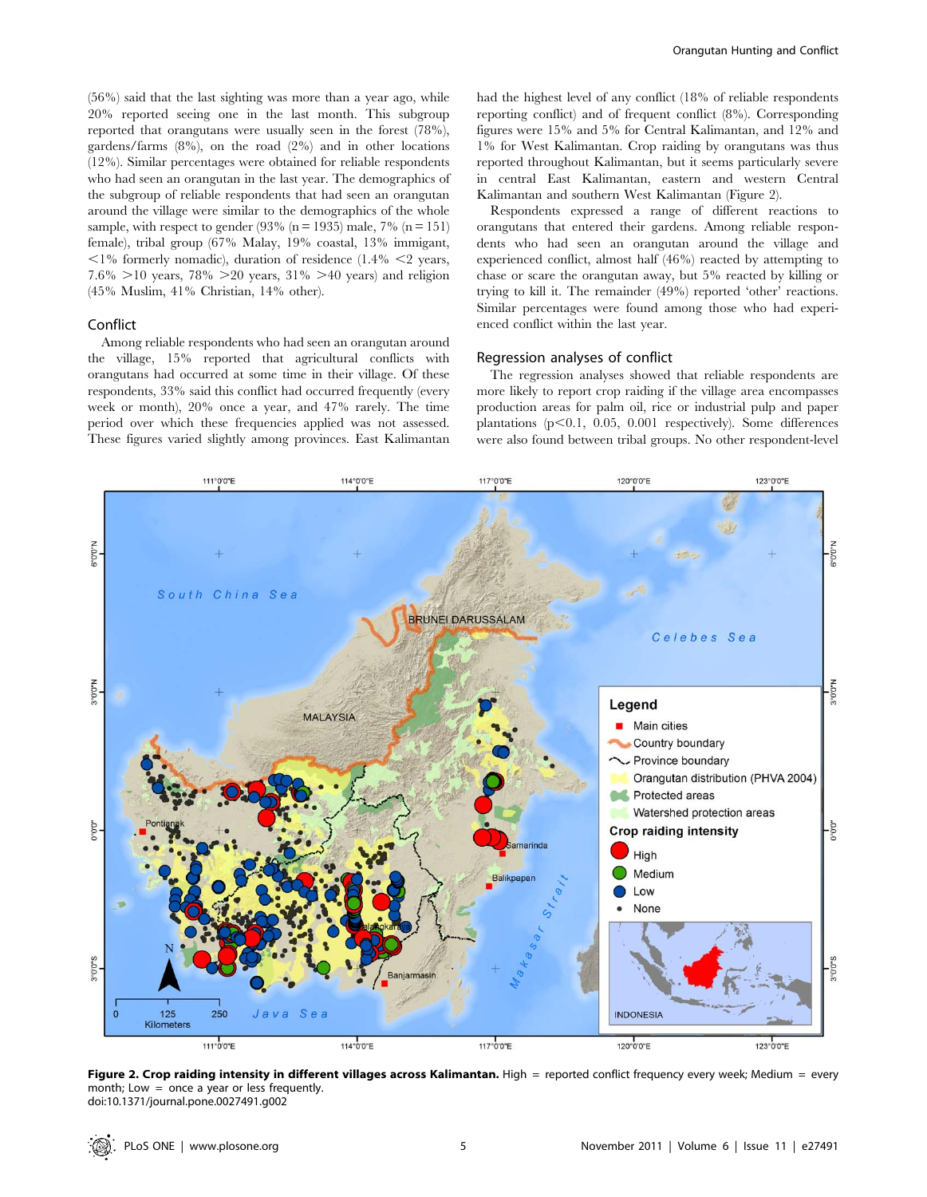(56%) said that the last sighting was more than a year ago, while 20% reported seeing one in the last month. This subgroup reported that orangutans were usually seen in the forest (78%), gardens/farms (8%), on the road (2%) and in other locations (12%). Similar percentages were obtained for reliable respondents who had seen an orangutan in the last year. The demographics of the subgroup of reliable respondents that had seen an orangutan around the village were similar to the demographics of the whole sample, with respect to gender (93% (n = 1935) male, 7% (n = 151) female), tribal group (67% Malay, 19% coastal, 13% immigant, <1% formerly nomadic), duration of residence (1.4% <2 years, 7.6% >10 years, 78% >20 years, 31% >40 years) and religion (45% Muslim, 41% Christian, 14% other).

## Conflict

Among reliable respondents who had seen an orangutan around the village, 15% reported that agricultural conflicts with orangutans had occurred at some time in their village. Of these respondents, 33% said this conflict had occurred frequently (every week or month), 20% once a year, and 47% rarely. The time period over which these frequencies applied was not assessed. These figures varied slightly among provinces. East Kalimantan had the highest level of any conflict (18% of reliable respondents reporting conflict) and of frequent conflict (8%). Corresponding figures were 15% and 5% for Central Kalimantan, and 12% and 1% for West Kalimantan. Crop raiding by orangutans was thus reported throughout Kalimantan, but it seems particularly severe in central East Kalimantan, eastern and western Central Kalimantan and southern West Kalimantan (Figure 2).

Respondents expressed a range of different reactions to orangutans that entered their gardens. Among reliable respondents who had seen an orangutan around the village and experienced conflict, almost half (46%) reacted by attempting to chase or scare the orangutan away, but 5% reacted by killing or trying to kill it. The remainder (49%) reported 'other' reactions. Similar percentages were found among those who had experienced conflict within the last year.

## Regression analyses of conflict

The regression analyses showed that reliable respondents are more likely to report crop raiding if the village area encompasses production areas for palm oil, rice or industrial pulp and paper plantations ($p<0.1$, 0.05, 0.001 respectively). Some differences were also found between tribal groups. No other respondent-level

**Figure 2. Crop raiding intensity in different villages across Kalimantan.** High = reported conflict frequency every week; Medium = every month; Low = once a year or less frequently.
doi:10.1371/journal.pone.0027491.g002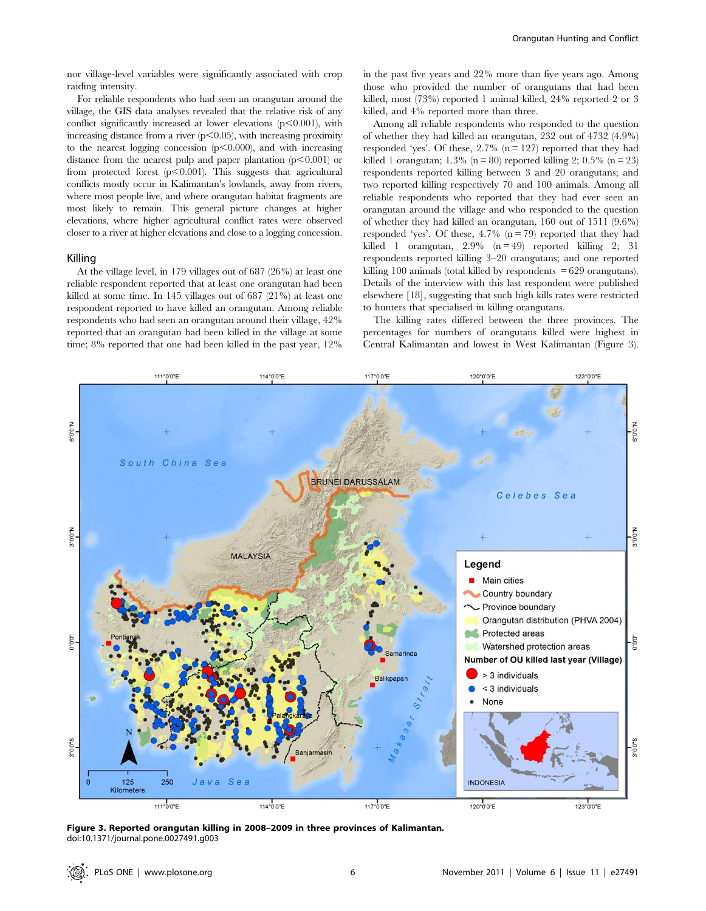nor village-level variables were significantly associated with crop raiding intensity.

For reliable respondents who had seen an orangutan around the village, the GIS data analyses revealed that the relative risk of any conflict significantly increased at lower elevations ($p<0.001$), with increasing distance from a river ($p<0.05$), with increasing proximity to the nearest logging concession ($p<0.000$), and with increasing distance from the nearest pulp and paper plantation ($p<0.001$) or from protected forest ($p<0.001$). This suggests that agricultural conflicts mostly occur in Kalimantan's lowlands, away from rivers, where most people live, and where orangutan habitat fragments are most likely to remain. This general picture changes at higher elevations, where higher agricultural conflict rates were observed closer to a river at higher elevations and close to a logging concession.

## Killing

At the village level, in 179 villages out of 687 (26%) at least one reliable respondent reported that at least one orangutan had been killed at some time. In 145 villages out of 687 (21%) at least one respondent reported to have killed an orangutan. Among reliable respondents who had seen an orangutan around their village, 42% reported that an orangutan had been killed in the village at some time; 8% reported that one had been killed in the past year, 12% in the past five years and 22% more than five years ago. Among those who provided the number of orangutans that had been killed, most (73%) reported 1 animal killed, 24% reported 2 or 3 killed, and 4% reported more than three.

Among all reliable respondents who responded to the question of whether they had killed an orangutan, 232 out of 4732 (4.9%) responded 'yes'. Of these, 2.7% (n = 127) reported that they had killed 1 orangutan; 1.3% (n = 80) reported killing 2; 0.5% (n = 23) respondents reported killing between 3 and 20 orangutans; and two reported killing respectively 70 and 100 animals. Among all reliable respondents who reported that they had ever seen an orangutan around the village and who responded to the question of whether they had killed an orangutan, 160 out of 1511 (9.6%) responded 'yes'. Of these, 4.7% (n = 79) reported that they had killed 1 orangutan, 2.9% (n = 49) reported killing 2; 31 respondents reported killing 3–20 orangutans; and one reported killing 100 animals (total killed by respondents = 629 orangutans). Details of the interview with this last respondent were published elsewhere [18], suggesting that such high kills rates were restricted to hunters that specialised in killing orangutans.

The killing rates differed between the three provinces. The percentages for numbers of orangutans killed were highest in Central Kalimantan and lowest in West Kalimantan (Figure 3).

**Figure 3. Reported orangutan killing in 2008–2009 in three provinces of Kalimantan.**
doi:10.1371/journal.pone.0027491.g003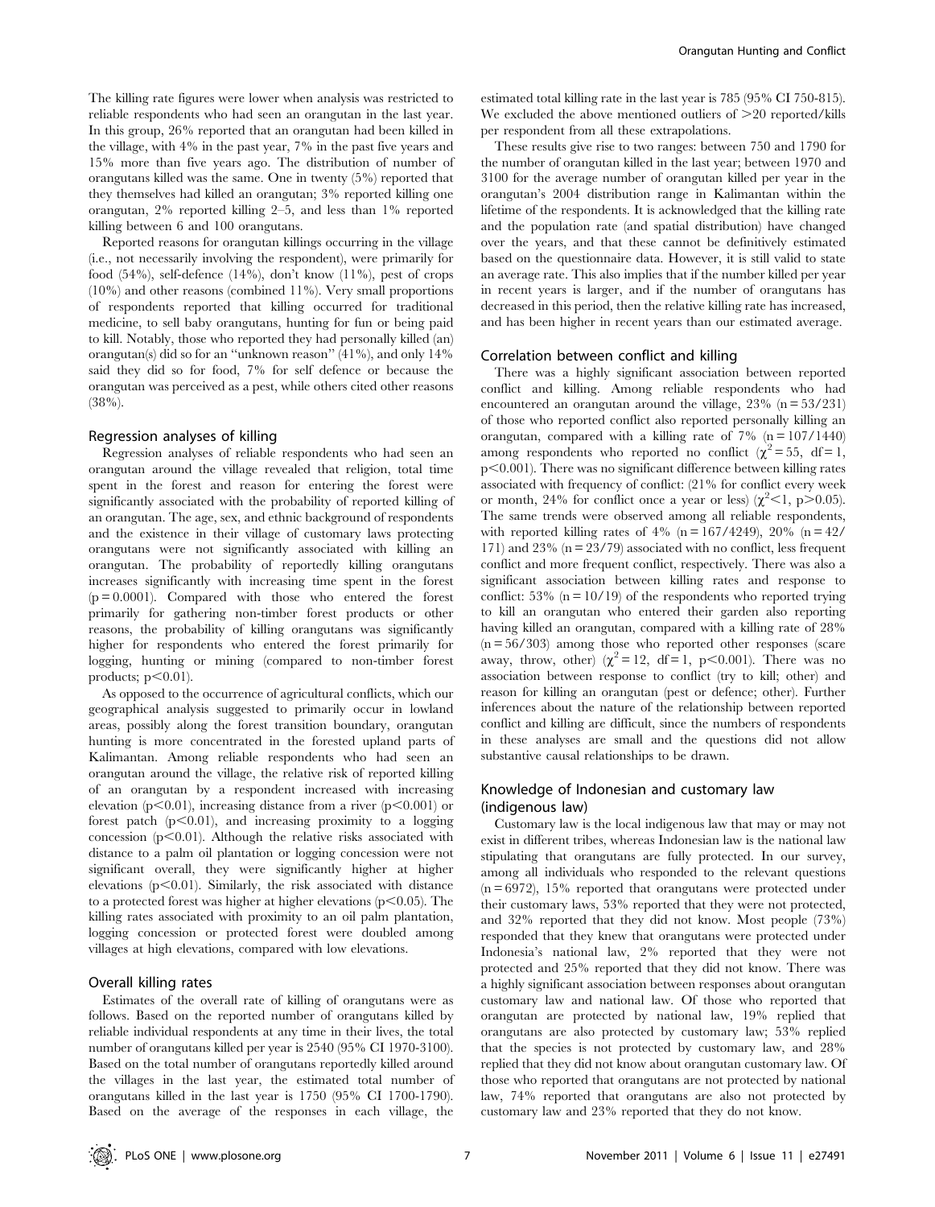The killing rate figures were lower when analysis was restricted to reliable respondents who had seen an orangutan in the last year. In this group, 26% reported that an orangutan had been killed in the village, with 4% in the past year, 7% in the past five years and 15% more than five years ago. The distribution of number of orangutans killed was the same. One in twenty (5%) reported that they themselves had killed an orangutan; 3% reported killing one orangutan, 2% reported killing 2–5, and less than 1% reported killing between 6 and 100 orangutans.

Reported reasons for orangutan killings occurring in the village (i.e., not necessarily involving the respondent), were primarily for food (54%), self-defence (14%), don't know (11%), pest of crops (10%) and other reasons (combined 11%). Very small proportions of respondents reported that killing occurred for traditional medicine, to sell baby orangutans, hunting for fun or being paid to kill. Notably, those who reported they had personally killed (an) orangutan(s) did so for an "unknown reason" (41%), and only 14% said they did so for food, 7% for self defence or because the orangutan was perceived as a pest, while others cited other reasons (38%).

### Regression analyses of killing

Regression analyses of reliable respondents who had seen an orangutan around the village revealed that religion, total time spent in the forest and reason for entering the forest were significantly associated with the probability of reported killing of an orangutan. The age, sex, and ethnic background of respondents and the existence in their village of customary laws protecting orangutans were not significantly associated with killing an orangutan. The probability of reportedly killing orangutans increases significantly with increasing time spent in the forest ($p = 0.0001$). Compared with those who entered the forest primarily for gathering non-timber forest products or other reasons, the probability of killing orangutans was significantly higher for respondents who entered the forest primarily for logging, hunting or mining (compared to non-timber forest products; $p<0.01$).

As opposed to the occurrence of agricultural conflicts, which our geographical analysis suggested to primarily occur in lowland areas, possibly along the forest transition boundary, orangutan hunting is more concentrated in the forested upland parts of Kalimantan. Among reliable respondents who had seen an orangutan around the village, the relative risk of reported killing of an orangutan by a respondent increased with increasing elevation ($p<0.01$), increasing distance from a river ($p<0.001$) or forest patch ($p<0.01$), and increasing proximity to a logging concession ($p<0.01$). Although the relative risks associated with distance to a palm oil plantation or logging concession were not significant overall, they were significantly higher at higher elevations ($p<0.01$). Similarly, the risk associated with distance to a protected forest was higher at higher elevations ($p<0.05$). The killing rates associated with proximity to an oil palm plantation, logging concession or protected forest were doubled among villages at high elevations, compared with low elevations.

### Overall killing rates

Estimates of the overall rate of killing of orangutans were as follows. Based on the reported number of orangutans killed by reliable individual respondents at any time in their lives, the total number of orangutans killed per year is 2540 (95% CI 1970-3100). Based on the total number of orangutans reportedly killed around the villages in the last year, the estimated total number of orangutans killed in the last year is 1750 (95% CI 1700-1790). Based on the average of the responses in each village, the estimated total killing rate in the last year is 785 (95% CI 750-815). We excluded the above mentioned outliers of >20 reported/kills per respondent from all these extrapolations.

These results give rise to two ranges: between 750 and 1790 for the number of orangutan killed in the last year; between 1970 and 3100 for the average number of orangutan killed per year in the orangutan's 2004 distribution range in Kalimantan within the lifetime of the respondents. It is acknowledged that the killing rate and the population rate (and spatial distribution) have changed over the years, and that these cannot be definitively estimated based on the questionnaire data. However, it is still valid to state an average rate. This also implies that if the number killed per year in recent years is larger, and if the number of orangutans has decreased in this period, then the relative killing rate has increased, and has been higher in recent years than our estimated average.

### Correlation between conflict and killing

There was a highly significant association between reported conflict and killing. Among reliable respondents who had encountered an orangutan around the village, 23% ($n = 53/231$) of those who reported conflict also reported personally killing an orangutan, compared with a killing rate of 7% ($n = 107/1440$) among respondents who reported no conflict ($\chi^2 = 55$, $df = 1$, $p<0.001$). There was no significant difference between killing rates associated with frequency of conflict: (21% for conflict every week or month, 24% for conflict once a year or less) ($\chi^2<1$, $p>0.05$). The same trends were observed among all reliable respondents, with reported killing rates of 4% ($n = 167/4249$), 20% ($n = 42/171$) and 23% ($n = 23/79$) associated with no conflict, less frequent conflict and more frequent conflict, respectively. There was also a significant association between killing rates and response to conflict: 53% ($n = 10/19$) of the respondents who reported trying to kill an orangutan who entered their garden also reporting having killed an orangutan, compared with a killing rate of 28% ($n = 56/303$) among those who reported other responses (scare away, throw, other) ($\chi^2 = 12$, $df = 1$, $p<0.001$). There was no association between response to conflict (try to kill; other) and reason for killing an orangutan (pest or defence; other). Further inferences about the nature of the relationship between reported conflict and killing are difficult, since the numbers of respondents in these analyses are small and the questions did not allow substantive causal relationships to be drawn.

### Knowledge of Indonesian and customary law (indigenous law)

Customary law is the local indigenous law that may or may not exist in different tribes, whereas Indonesian law is the national law stipulating that orangutans are fully protected. In our survey, among all individuals who responded to the relevant questions ($n = 6972$), 15% reported that orangutans were protected under their customary laws, 53% reported that they were not protected, and 32% reported that they did not know. Most people (73%) responded that they knew that orangutans were protected under Indonesia's national law, 2% reported that they were not protected and 25% reported that they did not know. There was a highly significant association between responses about orangutan customary law and national law. Of those who reported that orangutan are protected by national law, 19% replied that orangutans are also protected by customary law; 53% replied that the species is not protected by customary law, and 28% replied that they did not know about orangutan customary law. Of those who reported that orangutans are not protected by national law, 74% reported that orangutans are also not protected by customary law and 23% reported that they do not know.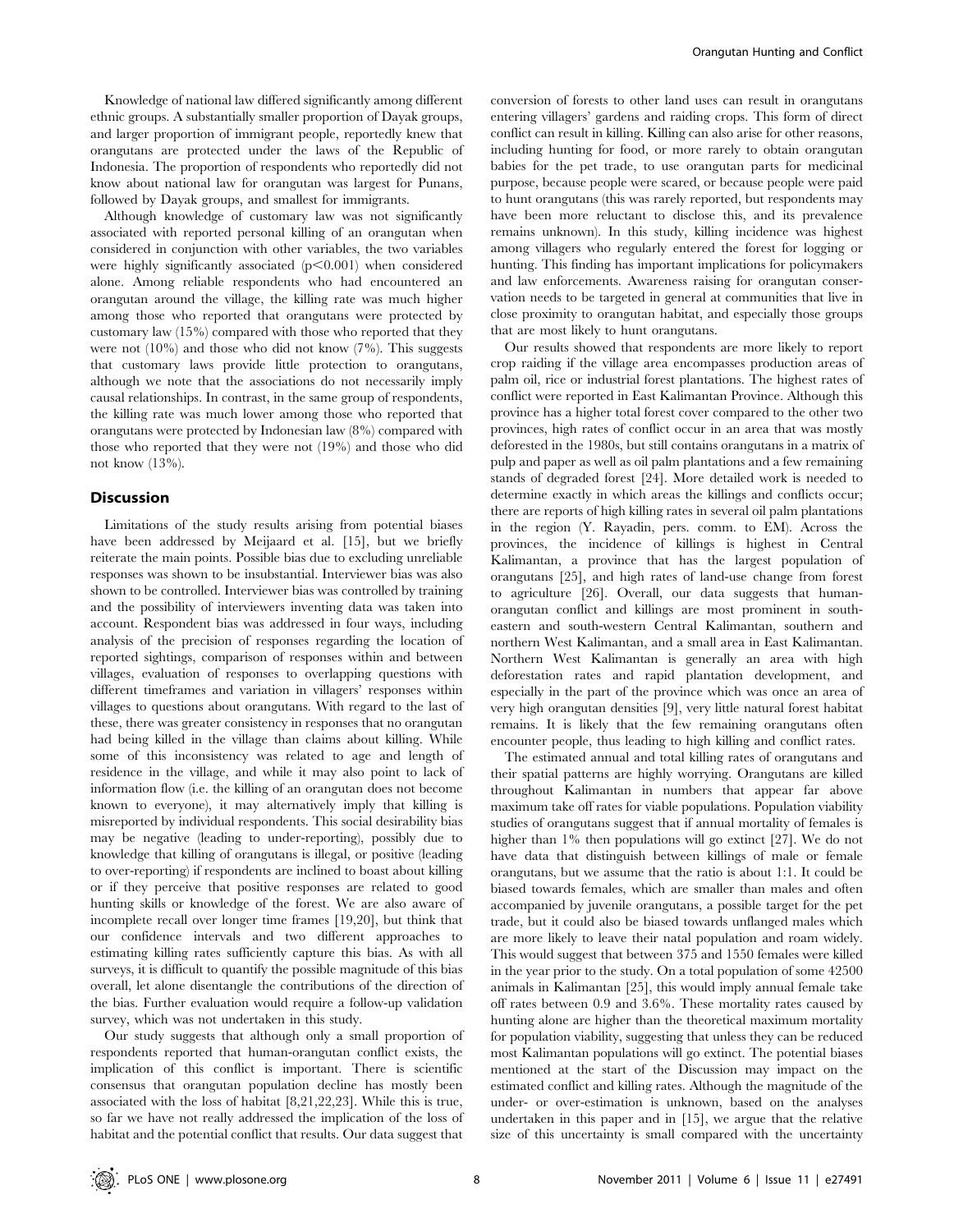Knowledge of national law differed significantly among different ethnic groups. A substantially smaller proportion of Dayak groups, and larger proportion of immigrant people, reportedly knew that orangutans are protected under the laws of the Republic of Indonesia. The proportion of respondents who reportedly did not know about national law for orangutan was largest for Punans, followed by Dayak groups, and smallest for immigrants.

Although knowledge of customary law was not significantly associated with reported personal killing of an orangutan when considered in conjunction with other variables, the two variables were highly significantly associated ($p<0.001$) when considered alone. Among reliable respondents who had encountered an orangutan around the village, the killing rate was much higher among those who reported that orangutans were protected by customary law (15%) compared with those who reported that they were not (10%) and those who did not know (7%). This suggests that customary laws provide little protection to orangutans, although we note that the associations do not necessarily imply causal relationships. In contrast, in the same group of respondents, the killing rate was much lower among those who reported that orangutans were protected by Indonesian law (8%) compared with those who reported that they were not (19%) and those who did not know (13%).

## Discussion

Limitations of the study results arising from potential biases have been addressed by Meijaard et al. [15], but we briefly reiterate the main points. Possible bias due to excluding unreliable responses was shown to be insubstantial. Interviewer bias was also shown to be controlled. Interviewer bias was controlled by training and the possibility of interviewers inventing data was taken into account. Respondent bias was addressed in four ways, including analysis of the precision of responses regarding the location of reported sightings, comparison of responses within and between villages, evaluation of responses to overlapping questions with different timeframes and variation in villagers' responses within villages to questions about orangutans. With regard to the last of these, there was greater consistency in responses that no orangutan had being killed in the village than claims about killing. While some of this inconsistency was related to age and length of residence in the village, and while it may also point to lack of information flow (i.e. the killing of an orangutan does not become known to everyone), it may alternatively imply that killing is misreported by individual respondents. This social desirability bias may be negative (leading to under-reporting), possibly due to knowledge that killing of orangutans is illegal, or positive (leading to over-reporting) if respondents are inclined to boast about killing or if they perceive that positive responses are related to good hunting skills or knowledge of the forest. We are also aware of incomplete recall over longer time frames [19,20], but think that our confidence intervals and two different approaches to estimating killing rates sufficiently capture this bias. As with all surveys, it is difficult to quantify the possible magnitude of this bias overall, let alone disentangle the contributions of the direction of the bias. Further evaluation would require a follow-up validation survey, which was not undertaken in this study.

Our study suggests that although only a small proportion of respondents reported that human-orangutan conflict exists, the implication of this conflict is important. There is scientific consensus that orangutan population decline has mostly been associated with the loss of habitat [8,21,22,23]. While this is true, so far we have not really addressed the implication of the loss of habitat and the potential conflict that results. Our data suggest that conversion of forests to other land uses can result in orangutans entering villagers' gardens and raiding crops. This form of direct conflict can result in killing. Killing can also arise for other reasons, including hunting for food, or more rarely to obtain orangutan babies for the pet trade, to use orangutan parts for medicinal purpose, because people were scared, or because people were paid to hunt orangutans (this was rarely reported, but respondents may have been more reluctant to disclose this, and its prevalence remains unknown). In this study, killing incidence was highest among villagers who regularly entered the forest for logging or hunting. This finding has important implications for policymakers and law enforcements. Awareness raising for orangutan conservation needs to be targeted in general at communities that live in close proximity to orangutan habitat, and especially those groups that are most likely to hunt orangutans.

Our results showed that respondents are more likely to report crop raiding if the village area encompasses production areas of palm oil, rice or industrial forest plantations. The highest rates of conflict were reported in East Kalimantan Province. Although this province has a higher total forest cover compared to the other two provinces, high rates of conflict occur in an area that was mostly deforested in the 1980s, but still contains orangutans in a matrix of pulp and paper as well as oil palm plantations and a few remaining stands of degraded forest [24]. More detailed work is needed to determine exactly in which areas the killings and conflicts occur; there are reports of high killing rates in several oil palm plantations in the region (Y. Rayadin, pers. comm. to EM). Across the provinces, the incidence of killings is highest in Central Kalimantan, a province that has the largest population of orangutans [25], and high rates of land-use change from forest to agriculture [26]. Overall, our data suggests that human-orangutan conflict and killings are most prominent in south-eastern and south-western Central Kalimantan, southern and northern West Kalimantan, and a small area in East Kalimantan. Northern West Kalimantan is generally an area with high deforestation rates and rapid plantation development, and especially in the part of the province which was once an area of very high orangutan densities [9], very little natural forest habitat remains. It is likely that the few remaining orangutans often encounter people, thus leading to high killing and conflict rates.

The estimated annual and total killing rates of orangutans and their spatial patterns are highly worrying. Orangutans are killed throughout Kalimantan in numbers that appear far above maximum take off rates for viable populations. Population viability studies of orangutans suggest that if annual mortality of females is higher than 1% then populations will go extinct [27]. We do not have data that distinguish between killings of male or female orangutans, but we assume that the ratio is about 1:1. It could be biased towards females, which are smaller than males and often accompanied by juvenile orangutans, a possible target for the pet trade, but it could also be biased towards unflanged males which are more likely to leave their natal population and roam widely. This would suggest that between 375 and 1550 females were killed in the year prior to the study. On a total population of some 42500 animals in Kalimantan [25], this would imply annual female take off rates between 0.9 and 3.6%. These mortality rates caused by hunting alone are higher than the theoretical maximum mortality for population viability, suggesting that unless they can be reduced most Kalimantan populations will go extinct. The potential biases mentioned at the start of the Discussion may impact on the estimated conflict and killing rates. Although the magnitude of the under- or over-estimation is unknown, based on the analyses undertaken in this paper and in [15], we argue that the relative size of this uncertainty is small compared with the uncertainty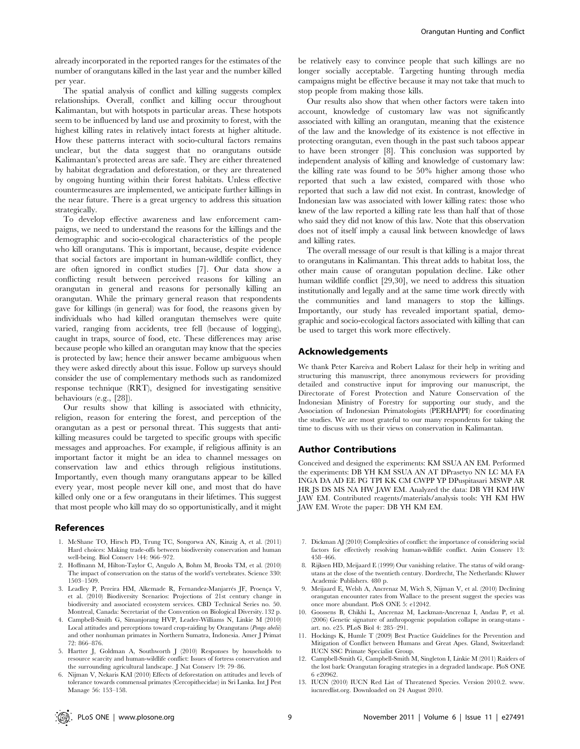already incorporated in the reported ranges for the estimates of the number of orangutans killed in the last year and the number killed per year.

The spatial analysis of conflict and killing suggests complex relationships. Overall, conflict and killing occur throughout Kalimantan, but with hotspots in particular areas. These hotspots seem to be influenced by land use and proximity to forest, with the highest killing rates in relatively intact forests at higher altitude. How these patterns interact with socio-cultural factors remains unclear, but the data suggest that no orangutans outside Kalimantan's protected areas are safe. They are either threatened by habitat degradation and deforestation, or they are threatened by ongoing hunting within their forest habitats. Unless effective countermeasures are implemented, we anticipate further killings in the near future. There is a great urgency to address this situation strategically.

To develop effective awareness and law enforcement campaigns, we need to understand the reasons for the killings and the demographic and socio-ecological characteristics of the people who kill orangutans. This is important, because, despite evidence that social factors are important in human-wildlife conflict, they are often ignored in conflict studies [7]. Our data show a conflicting result between perceived reasons for killing an orangutan in general and reasons for personally killing an orangutan. While the primary general reason that respondents gave for killings (in general) was for food, the reasons given by individuals who had killed orangutan themselves were quite varied, ranging from accidents, tree fell (because of logging), caught in traps, source of food, etc. These differences may arise because people who killed an orangutan may know that the species is protected by law; hence their answer became ambiguous when they were asked directly about this issue. Follow up surveys should consider the use of complementary methods such as randomized response technique (RRT), designed for investigating sensitive behaviours (e.g., [28]).

Our results show that killing is associated with ethnicity, religion, reason for entering the forest, and perception of the orangutan as a pest or personal threat. This suggests that anti-killing measures could be targeted to specific groups with specific messages and approaches. For example, if religious affinity is an important factor it might be an idea to channel messages on conservation law and ethics through religious institutions. Importantly, even though many orangutans appear to be killed every year, most people never kill one, and most that do have killed only one or a few orangutans in their lifetimes. This suggest that most people who kill may do so opportunistically, and it might be relatively easy to convince people that such killings are no longer socially acceptable. Targeting hunting through media campaigns might be effective because it may not take that much to stop people from making those kills.

Our results also show that when other factors were taken into account, knowledge of customary law was not significantly associated with killing an orangutan, meaning that the existence of the law and the knowledge of its existence is not effective in protecting orangutan, even though in the past such taboos appear to have been stronger [8]. This conclusion was supported by independent analysis of killing and knowledge of customary law: the killing rate was found to be 50% higher among those who reported that such a law existed, compared with those who reported that such a law did not exist. In contrast, knowledge of Indonesian law was associated with lower killing rates: those who knew of the law reported a killing rate less than half that of those who said they did not know of this law. Note that this observation does not of itself imply a causal link between knowledge of laws and killing rates.

The overall message of our result is that killing is a major threat to orangutans in Kalimantan. This threat adds to habitat loss, the other main cause of orangutan population decline. Like other human wildlife conflict [29,30], we need to address this situation institutionally and legally and at the same time work directly with the communities and land managers to stop the killings. Importantly, our study has revealed important spatial, demographic and socio-ecological factors associated with killing that can be used to target this work more effectively.

## Acknowledgements

We thank Peter Kareiva and Robert Lalasz for their help in writing and structuring this manuscript, three anonymous reviewers for providing detailed and constructive input for improving our manuscript, the Directorate of Forest Protection and Nature Conservation of the Indonesian Ministry of Forestry for supporting our study, and the Association of Indonesian Primatologists (PERHAPPI) for coordinating the studies. We are most grateful to our many respondents for taking the time to discuss with us their views on conservation in Kalimantan.

## Author Contributions

Conceived and designed the experiments: KM SSUA AN EM. Performed the experiments: DB YH KM SSUA AN AT DPrasetyo NN LC MA FA INGA DA AD EE PG TPI KK CM CWPP YP DPuspitasari MSWP AR HR JS DS MS NA HW JAW EM. Analyzed the data: DB YH KM HW JAW EM. Contributed reagents/materials/analysis tools: YH KM HW JAW EM. Wrote the paper: DB YH KM EM.

## References

1. McShane TO, Hirsch PD, Trung TC, Songorwa AN, Kinzig A, et al. (2011) Hard choices: Making trade-offs between biodiversity conservation and human well-being. Biol Conserv 144: 966–972.
2. Hoffmann M, Hilton-Taylor C, Angulo A, Bohm M, Brooks TM, et al. (2010) The impact of conservation on the status of the world's vertebrates. Science 330: 1503–1509.
3. Leadley P, Pereira HM, Alkemade R, Fernandez-Manjarrés JF, Proença V, et al. (2010) Biodiversity Scenarios: Projections of 21st century change in biodiversity and associated ecosystem services. CBD Technical Series no. 50. Montreal, Canada: Secretariat of the Convention on Biological Diversity. 132 p.
4. Campbell-Smith G, Simanjorang HVP, Leader-Williams N, Linkie M (2010) Local attitudes and perceptions toward crop-raiding by Orangutans (*Pongo abelii*) and other nonhuman primates in Northern Sumatra, Indonesia. Amer J Primat 72: 866–876.
5. Hartter J, Goldman A, Southworth J (2010) Responses by households to resource scarcity and human-wildlife conflict: Issues of fortress conservation and the surrounding agricultural landscape. J Nat Conserv 19: 79–86.
6. Nijman V, Nekaris KAI (2010) Effects of deforestation on attitudes and levels of tolerance towards commensal primates (Cercopithecidae) in Sri Lanka. Int J Pest Manage 56: 153–158.
7. Dickman AJ (2010) Complexities of conflict: the importance of considering social factors for effectively resolving human-wildlife conflict. Anim Conserv 13: 458–466.
8. Rijksen HD, Meijaard E (1999) Our vanishing relative. The status of wild orangutans at the close of the twentieth century. Dordrecht, The Netherlands: Kluwer Academic Publishers. 480 p.
9. Meijaard E, Welsh A, Ancrenaz M, Wich S, Nijman V, et al. (2010) Declining orangutan encounter rates from Wallace to the present suggest the species was once more abundant. PloS ONE 5: e12042.
10. Goossens B, Chikhi L, Ancrenaz M, Lackman-Ancrenaz I, Andau P, et al. (2006) Genetic signature of anthropogenic population collapse in orang-utans - art. no. e25. PLoS Biol 4: 285–291.
11. Hockings K, Humle T (2009) Best Practice Guidelines for the Prevention and Mitigation of Conflict between Humans and Great Apes. Gland, Switzerland: IUCN SSC Primate Specialist Group.
12. Campbell-Smith G, Campbell-Smith M, Singleton I, Linkie M (2011) Raiders of the lost bark: Orangutan foraging strategies in a degraded landscape. PloS ONE 6 e20962.
13. IUCN (2010) IUCN Red List of Threatened Species. Version 2010.2. www.iucnredlist.org. Downloaded on 24 August 2010.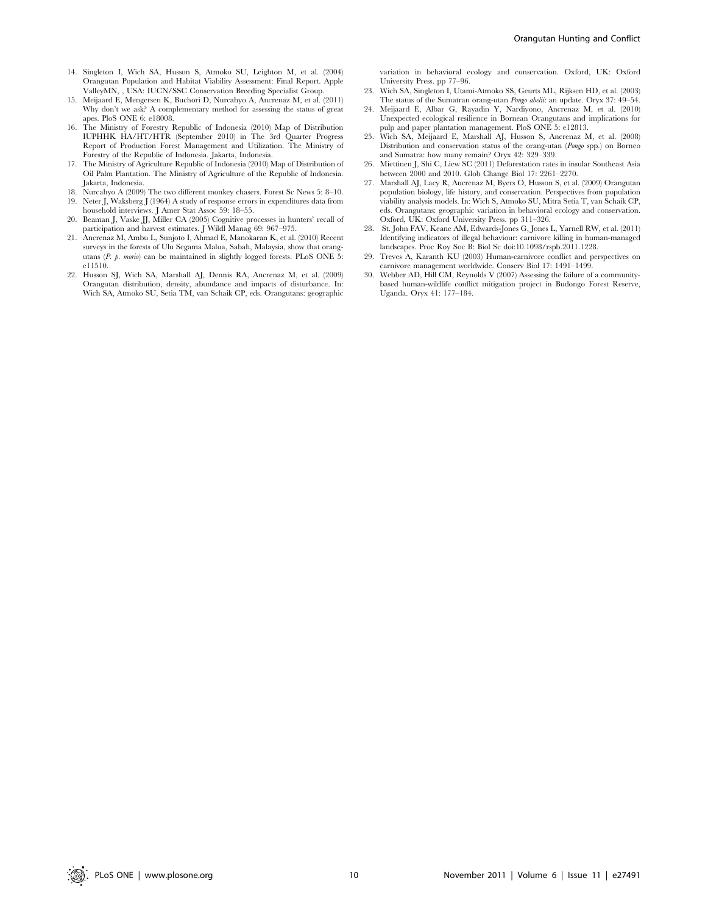14. Singleton I, Wich SA, Husson S, Atmoko SU, Leighton M, et al. (2004) Orangutan Population and Habitat Viability Assessment: Final Report. Apple ValleyMN, , USA: IUCN/SSC Conservation Breeding Specialist Group.
15. Meijaard E, Mengersen K, Buchori D, Nurcahyo A, Ancrenaz M, et al. (2011) Why don't we ask? A complementary method for assessing the status of great apes. PloS ONE 6: e18008.
16. The Ministry of Forestry Republic of Indonesia (2010) Map of Distribution IUPHHK HA/HT/HTR (September 2010) in The 3rd Quarter Progress Report of Production Forest Management and Utilization. The Ministry of Forestry of the Republic of Indonesia. Jakarta, Indonesia.
17. The Ministry of Agriculture Republic of Indonesia (2010) Map of Distribution of Oil Palm Plantation. The Ministry of Agriculture of the Republic of Indonesia. Jakarta, Indonesia.
18. Nurcahyo A (2009) The two different monkey chasers. Forest Sc News 5: 8–10.
19. Neter J, Waksberg J (1964) A study of response errors in expenditures data from household interviews. J Amer Stat Assoc 59: 18–55.
20. Beaman J, Vaske JJ, Miller CA (2005) Cognitive processes in hunters' recall of participation and harvest estimates. J Wildl Manag 69: 967–975.
21. Ancrenaz M, Ambu L, Sunjoto I, Ahmad E, Manokaran K, et al. (2010) Recent surveys in the forests of Ulu Segama Malua, Sabah, Malaysia, show that orang-utans (*P. p. morio*) can be maintained in slightly logged forests. PLoS ONE 5: e11510.
22. Husson SJ, Wich SA, Marshall AJ, Dennis RA, Ancrenaz M, et al. (2009) Orangutan distribution, density, abundance and impacts of disturbance. In: Wich SA, Atmoko SU, Setia TM, van Schaik CP, eds. Orangutans: geographic variation in behavioral ecology and conservation. Oxford, UK: Oxford University Press. pp 77–96.
23. Wich SA, Singleton I, Utami-Atmoko SS, Geurts ML, Rijksen HD, et al. (2003) The status of the Sumatran orang-utan *Pongo abelii*: an update. Oryx 37: 49–54.
24. Meijaard E, Albar G, Rayadin Y, Nardiyono, Ancrenaz M, et al. (2010) Unexpected ecological resilience in Bornean Orangutans and implications for pulp and paper plantation management. PloS ONE 5: e12813.
25. Wich SA, Meijaard E, Marshall AJ, Husson S, Ancrenaz M, et al. (2008) Distribution and conservation status of the orang-utan (*Pongo* spp.) on Borneo and Sumatra: how many remain? Oryx 42: 329–339.
26. Miettinen J, Shi C, Liew SC (2011) Deforestation rates in insular Southeast Asia between 2000 and 2010. Glob Change Biol 17: 2261–2270.
27. Marshall AJ, Lacy R, Ancrenaz M, Byers O, Husson S, et al. (2009) Orangutan population biology, life history, and conservation. Perspectives from population viability analysis models. In: Wich S, Atmoko SU, Mitra Setia T, van Schaik CP, eds. Orangutans: geographic variation in behavioral ecology and conservation. Oxford, UK: Oxford University Press. pp 311–326.
28. St. John FAV, Keane AM, Edwards-Jones G, Jones L, Yarnell RW, et al. (2011) Identifying indicators of illegal behaviour: carnivore killing in human-managed landscapes. Proc Roy Soc B: Biol Sc doi:10.1098/rspb.2011.1228.
29. Treves A, Karanth KU (2003) Human-carnivore conflict and perspectives on carnivore management worldwide. Conserv Biol 17: 1491–1499.
30. Webber AD, Hill CM, Reynolds V (2007) Assessing the failure of a community-based human-wildlife conflict mitigation project in Budongo Forest Reserve, Uganda. Oryx 41: 177–184.